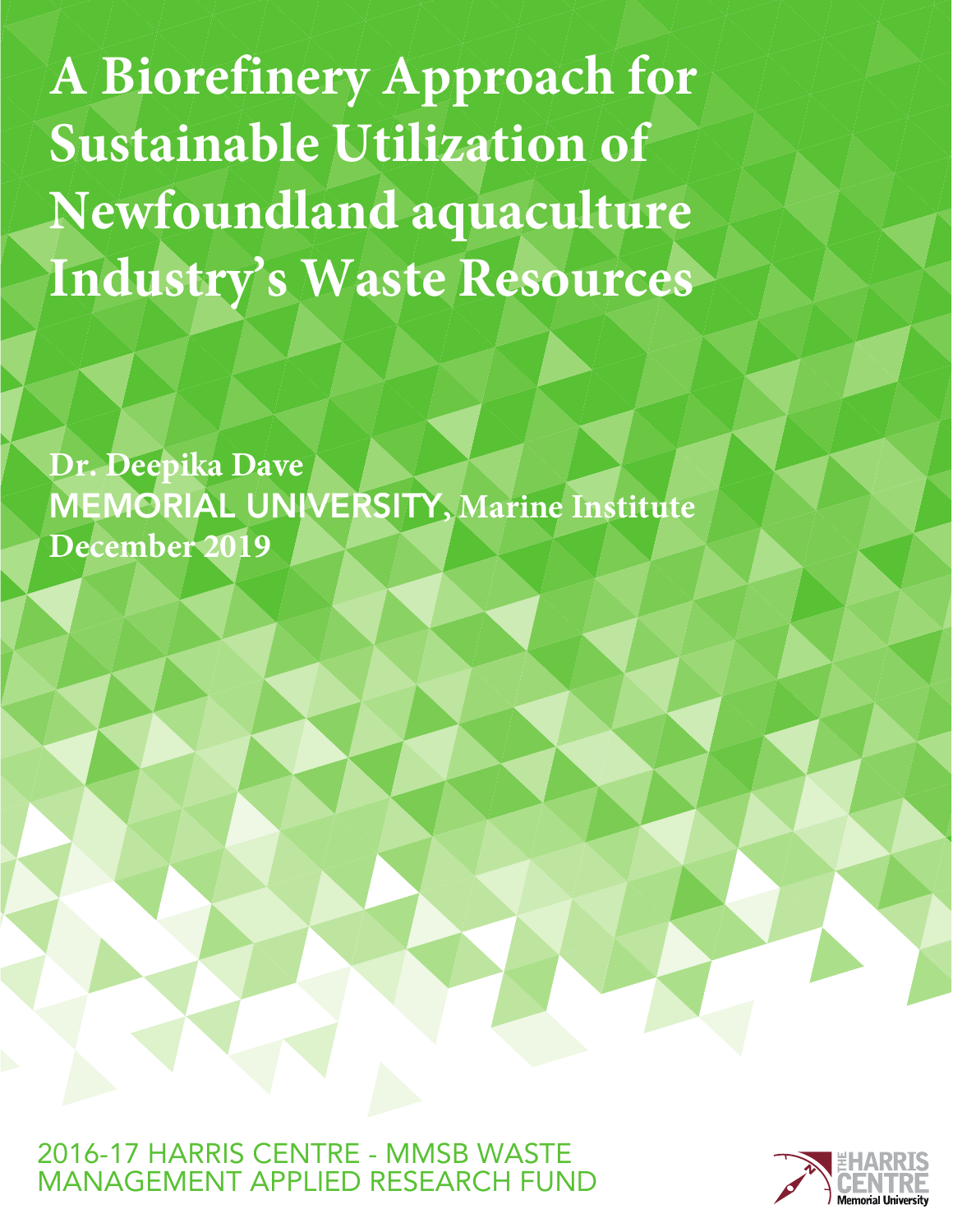# A Biorefinery Approach for Sustainable Utilization of Newfoundland aquaculture Industry's Waste Resources

**Dr. Deepika Dave**

**MEMORIAL UNIVERSITY, Marine Institute**

**December 2019**

2016-17 HARRIS CENTRE - MMSB WASTE MANAGEMENT APPLIED RESEARCH FUND

THE HARRIS CENTRE
Memorial University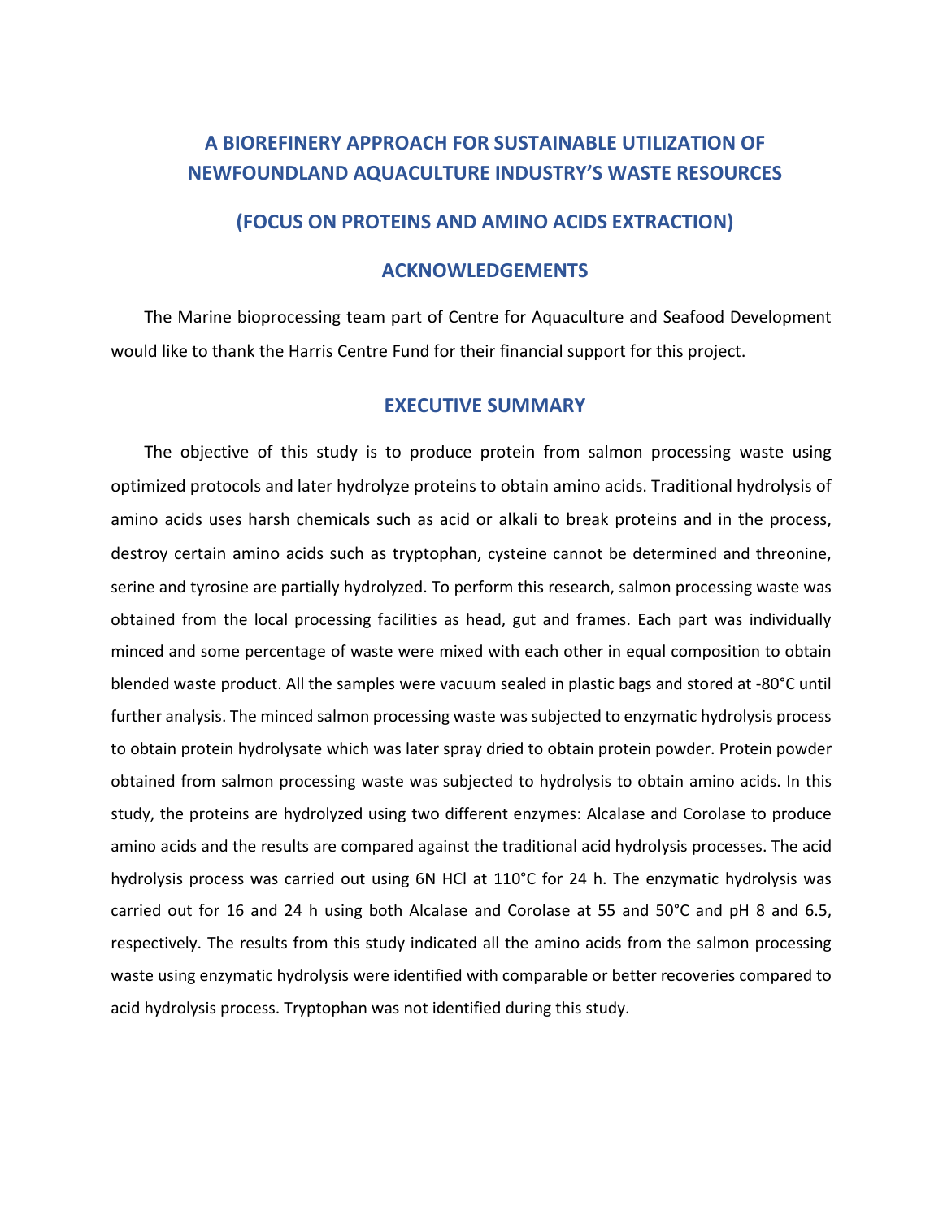# A BIOREFINERY APPROACH FOR SUSTAINABLE UTILIZATION OF NEWFOUNDLAND AQUACULTURE INDUSTRY'S WASTE RESOURCES

## (FOCUS ON PROTEINS AND AMINO ACIDS EXTRACTION)

## ACKNOWLEDGEMENTS

The Marine bioprocessing team part of Centre for Aquaculture and Seafood Development would like to thank the Harris Centre Fund for their financial support for this project.

## EXECUTIVE SUMMARY

The objective of this study is to produce protein from salmon processing waste using optimized protocols and later hydrolyze proteins to obtain amino acids. Traditional hydrolysis of amino acids uses harsh chemicals such as acid or alkali to break proteins and in the process, destroy certain amino acids such as tryptophan, cysteine cannot be determined and threonine, serine and tyrosine are partially hydrolyzed. To perform this research, salmon processing waste was obtained from the local processing facilities as head, gut and frames. Each part was individually minced and some percentage of waste were mixed with each other in equal composition to obtain blended waste product. All the samples were vacuum sealed in plastic bags and stored at -80°C until further analysis. The minced salmon processing waste was subjected to enzymatic hydrolysis process to obtain protein hydrolysate which was later spray dried to obtain protein powder. Protein powder obtained from salmon processing waste was subjected to hydrolysis to obtain amino acids. In this study, the proteins are hydrolyzed using two different enzymes: Alcalase and Corolase to produce amino acids and the results are compared against the traditional acid hydrolysis processes. The acid hydrolysis process was carried out using 6N HCl at 110°C for 24 h. The enzymatic hydrolysis was carried out for 16 and 24 h using both Alcalase and Corolase at 55 and 50°C and pH 8 and 6.5, respectively. The results from this study indicated all the amino acids from the salmon processing waste using enzymatic hydrolysis were identified with comparable or better recoveries compared to acid hydrolysis process. Tryptophan was not identified during this study.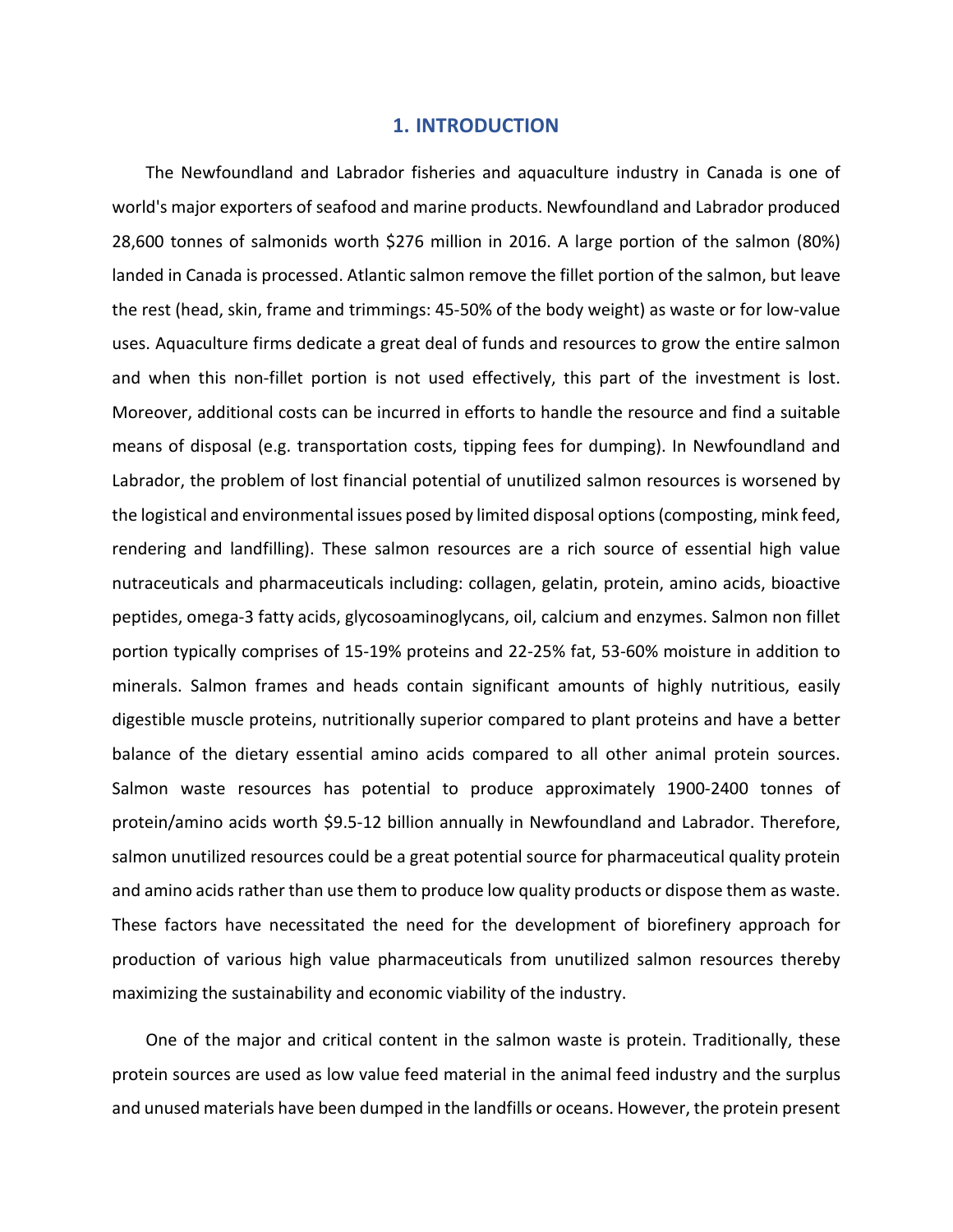# 1. INTRODUCTION

The Newfoundland and Labrador fisheries and aquaculture industry in Canada is one of world's major exporters of seafood and marine products. Newfoundland and Labrador produced 28,600 tonnes of salmonids worth $276 million in 2016. A large portion of the salmon (80%) landed in Canada is processed. Atlantic salmon remove the fillet portion of the salmon, but leave the rest (head, skin, frame and trimmings: 45-50% of the body weight) as waste or for low-value uses. Aquaculture firms dedicate a great deal of funds and resources to grow the entire salmon and when this non-fillet portion is not used effectively, this part of the investment is lost. Moreover, additional costs can be incurred in efforts to handle the resource and find a suitable means of disposal (e.g. transportation costs, tipping fees for dumping). In Newfoundland and Labrador, the problem of lost financial potential of unutilized salmon resources is worsened by the logistical and environmental issues posed by limited disposal options (composting, mink feed, rendering and landfilling). These salmon resources are a rich source of essential high value nutraceuticals and pharmaceuticals including: collagen, gelatin, protein, amino acids, bioactive peptides, omega-3 fatty acids, glycosoaminoglycans, oil, calcium and enzymes. Salmon non fillet portion typically comprises of 15-19% proteins and 22-25% fat, 53-60% moisture in addition to minerals. Salmon frames and heads contain significant amounts of highly nutritious, easily digestible muscle proteins, nutritionally superior compared to plant proteins and have a better balance of the dietary essential amino acids compared to all other animal protein sources. Salmon waste resources has potential to produce approximately 1900-2400 tonnes of protein/amino acids worth $9.5-12 billion annually in Newfoundland and Labrador. Therefore, salmon unutilized resources could be a great potential source for pharmaceutical quality protein and amino acids rather than use them to produce low quality products or dispose them as waste. These factors have necessitated the need for the development of biorefinery approach for production of various high value pharmaceuticals from unutilized salmon resources thereby maximizing the sustainability and economic viability of the industry.

One of the major and critical content in the salmon waste is protein. Traditionally, these protein sources are used as low value feed material in the animal feed industry and the surplus and unused materials have been dumped in the landfills or oceans. However, the protein present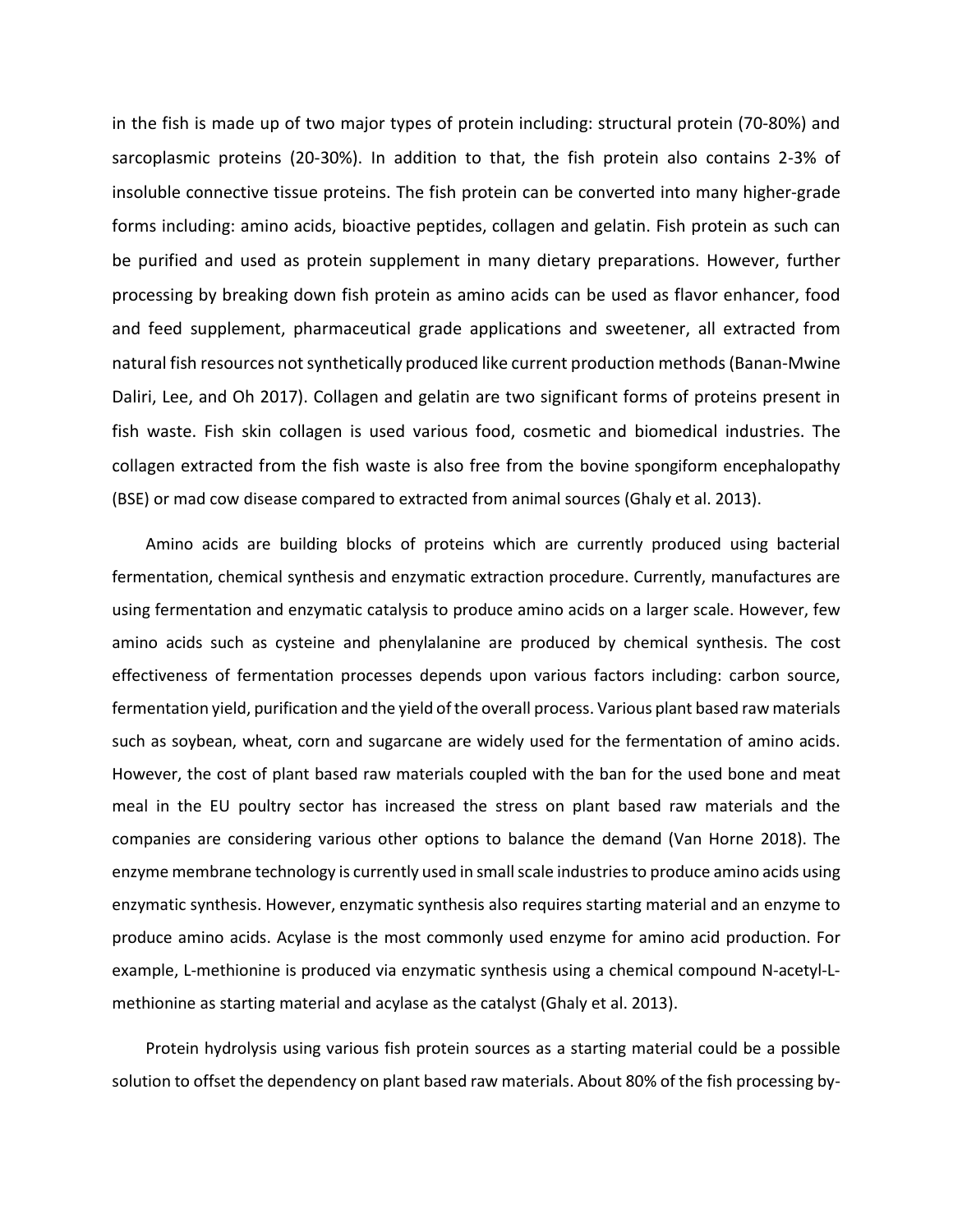in the fish is made up of two major types of protein including: structural protein (70-80%) and sarcoplasmic proteins (20-30%). In addition to that, the fish protein also contains 2-3% of insoluble connective tissue proteins. The fish protein can be converted into many higher-grade forms including: amino acids, bioactive peptides, collagen and gelatin. Fish protein as such can be purified and used as protein supplement in many dietary preparations. However, further processing by breaking down fish protein as amino acids can be used as flavor enhancer, food and feed supplement, pharmaceutical grade applications and sweetener, all extracted from natural fish resources not synthetically produced like current production methods (Banan-Mwine Daliri, Lee, and Oh 2017). Collagen and gelatin are two significant forms of proteins present in fish waste. Fish skin collagen is used various food, cosmetic and biomedical industries. The collagen extracted from the fish waste is also free from the bovine spongiform encephalopathy (BSE) or mad cow disease compared to extracted from animal sources (Ghaly et al. 2013).

Amino acids are building blocks of proteins which are currently produced using bacterial fermentation, chemical synthesis and enzymatic extraction procedure. Currently, manufactures are using fermentation and enzymatic catalysis to produce amino acids on a larger scale. However, few amino acids such as cysteine and phenylalanine are produced by chemical synthesis. The cost effectiveness of fermentation processes depends upon various factors including: carbon source, fermentation yield, purification and the yield of the overall process. Various plant based raw materials such as soybean, wheat, corn and sugarcane are widely used for the fermentation of amino acids. However, the cost of plant based raw materials coupled with the ban for the used bone and meat meal in the EU poultry sector has increased the stress on plant based raw materials and the companies are considering various other options to balance the demand (Van Horne 2018). The enzyme membrane technology is currently used in small scale industries to produce amino acids using enzymatic synthesis. However, enzymatic synthesis also requires starting material and an enzyme to produce amino acids. Acylase is the most commonly used enzyme for amino acid production. For example, L-methionine is produced via enzymatic synthesis using a chemical compound N-acetyl-L-methionine as starting material and acylase as the catalyst (Ghaly et al. 2013).

Protein hydrolysis using various fish protein sources as a starting material could be a possible solution to offset the dependency on plant based raw materials. About 80% of the fish processing by-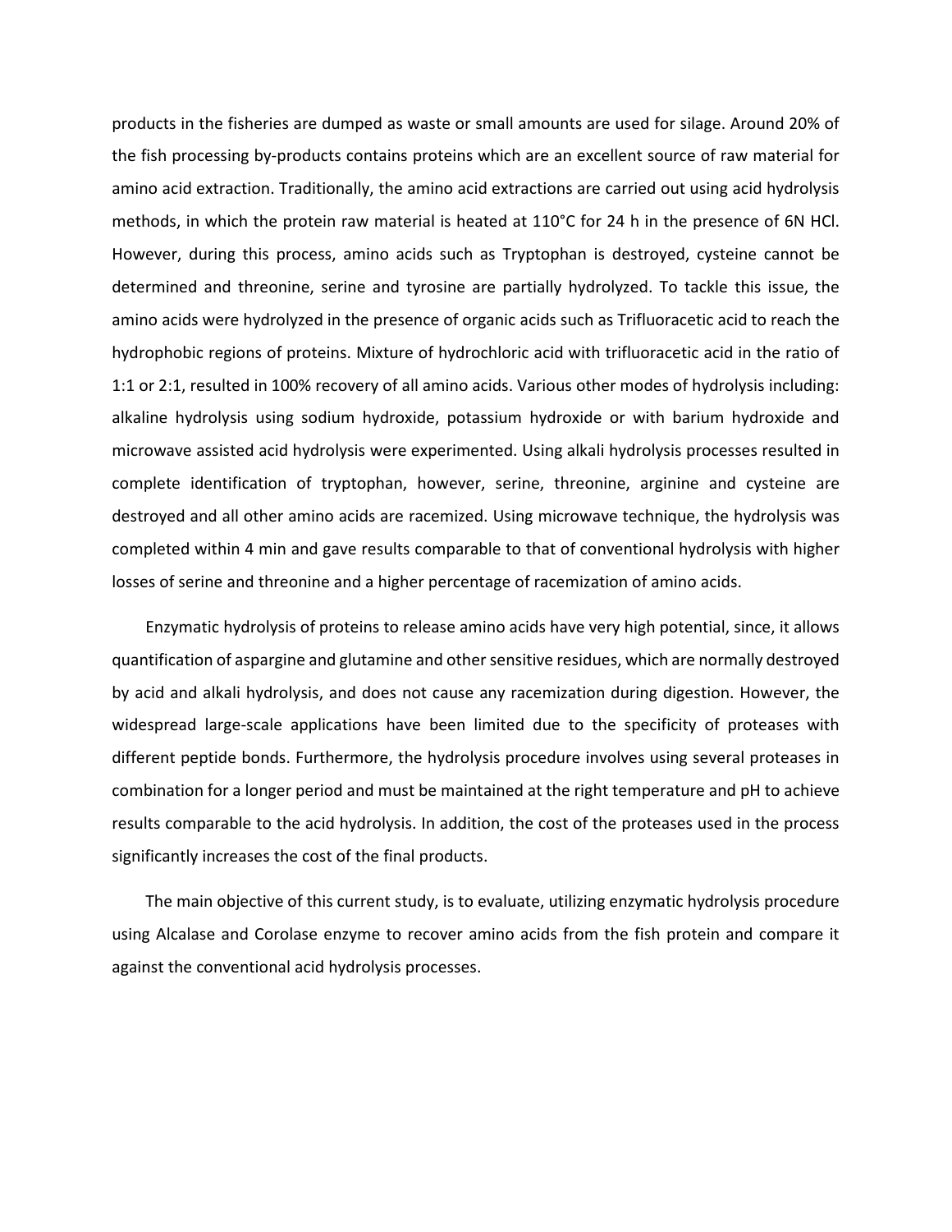products in the fisheries are dumped as waste or small amounts are used for silage. Around 20% of the fish processing by-products contains proteins which are an excellent source of raw material for amino acid extraction. Traditionally, the amino acid extractions are carried out using acid hydrolysis methods, in which the protein raw material is heated at 110°C for 24 h in the presence of 6N HCl. However, during this process, amino acids such as Tryptophan is destroyed, cysteine cannot be determined and threonine, serine and tyrosine are partially hydrolyzed. To tackle this issue, the amino acids were hydrolyzed in the presence of organic acids such as Trifluoracetic acid to reach the hydrophobic regions of proteins. Mixture of hydrochloric acid with trifluoracetic acid in the ratio of 1:1 or 2:1, resulted in 100% recovery of all amino acids. Various other modes of hydrolysis including: alkaline hydrolysis using sodium hydroxide, potassium hydroxide or with barium hydroxide and microwave assisted acid hydrolysis were experimented. Using alkali hydrolysis processes resulted in complete identification of tryptophan, however, serine, threonine, arginine and cysteine are destroyed and all other amino acids are racemized. Using microwave technique, the hydrolysis was completed within 4 min and gave results comparable to that of conventional hydrolysis with higher losses of serine and threonine and a higher percentage of racemization of amino acids.

Enzymatic hydrolysis of proteins to release amino acids have very high potential, since, it allows quantification of aspargine and glutamine and other sensitive residues, which are normally destroyed by acid and alkali hydrolysis, and does not cause any racemization during digestion. However, the widespread large-scale applications have been limited due to the specificity of proteases with different peptide bonds. Furthermore, the hydrolysis procedure involves using several proteases in combination for a longer period and must be maintained at the right temperature and pH to achieve results comparable to the acid hydrolysis. In addition, the cost of the proteases used in the process significantly increases the cost of the final products.

The main objective of this current study, is to evaluate, utilizing enzymatic hydrolysis procedure using Alcalase and Corolase enzyme to recover amino acids from the fish protein and compare it against the conventional acid hydrolysis processes.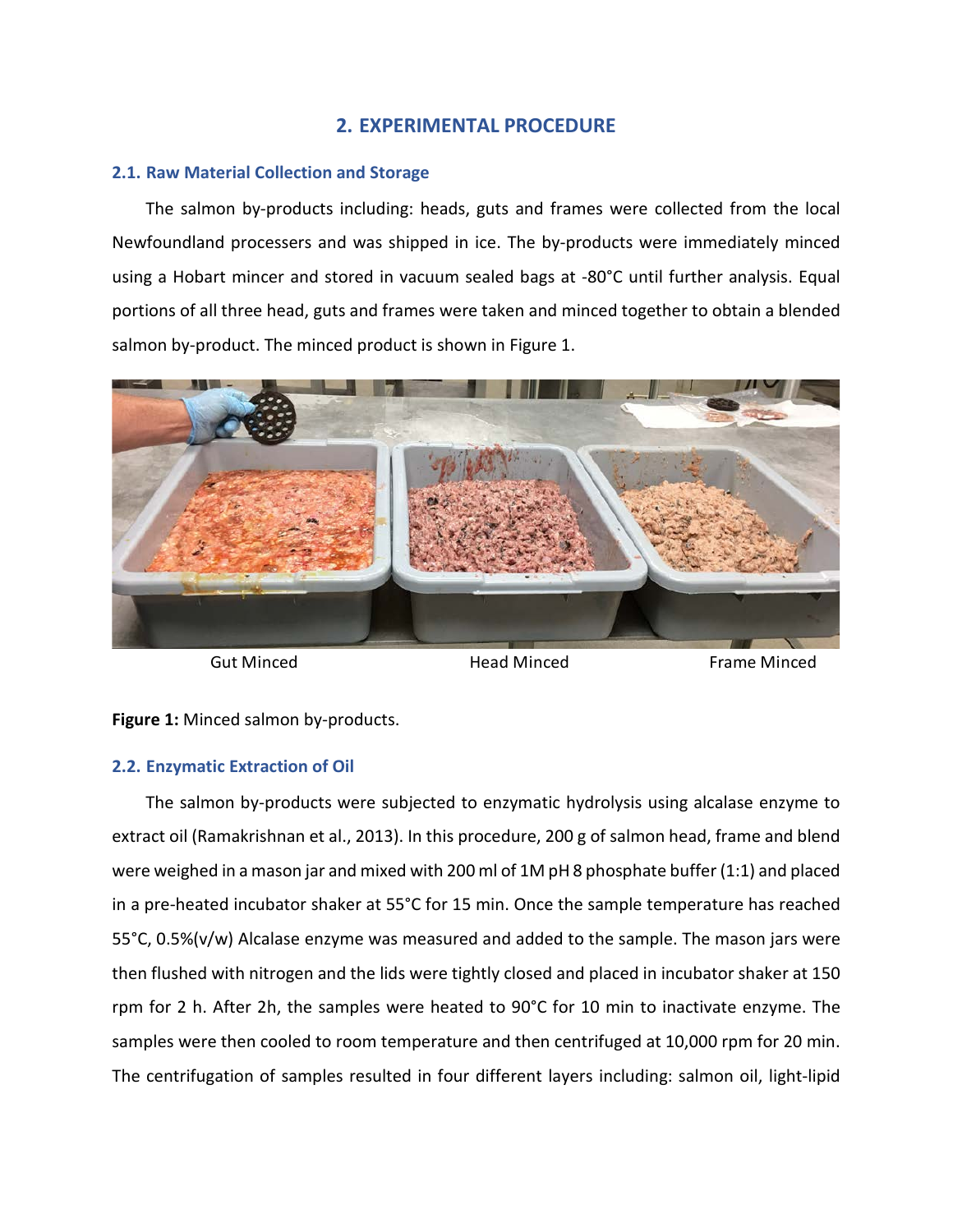## 2. EXPERIMENTAL PROCEDURE

### 2.1. Raw Material Collection and Storage

The salmon by-products including: heads, guts and frames were collected from the local Newfoundland processers and was shipped in ice. The by-products were immediately minced using a Hobart mincer and stored in vacuum sealed bags at -80°C until further analysis. Equal portions of all three head, guts and frames were taken and minced together to obtain a blended salmon by-product. The minced product is shown in Figure 1.

Gut Minced Head Minced Frame Minced

**Figure 1:** Minced salmon by-products.

### 2.2. Enzymatic Extraction of Oil

The salmon by-products were subjected to enzymatic hydrolysis using alcalase enzyme to extract oil (Ramakrishnan et al., 2013). In this procedure, 200 g of salmon head, frame and blend were weighed in a mason jar and mixed with 200 ml of 1M pH 8 phosphate buffer (1:1) and placed in a pre-heated incubator shaker at 55°C for 15 min. Once the sample temperature has reached 55°C, 0.5%(v/w) Alcalase enzyme was measured and added to the sample. The mason jars were then flushed with nitrogen and the lids were tightly closed and placed in incubator shaker at 150 rpm for 2 h. After 2h, the samples were heated to 90°C for 10 min to inactivate enzyme. The samples were then cooled to room temperature and then centrifuged at 10,000 rpm for 20 min. The centrifugation of samples resulted in four different layers including: salmon oil, light-lipid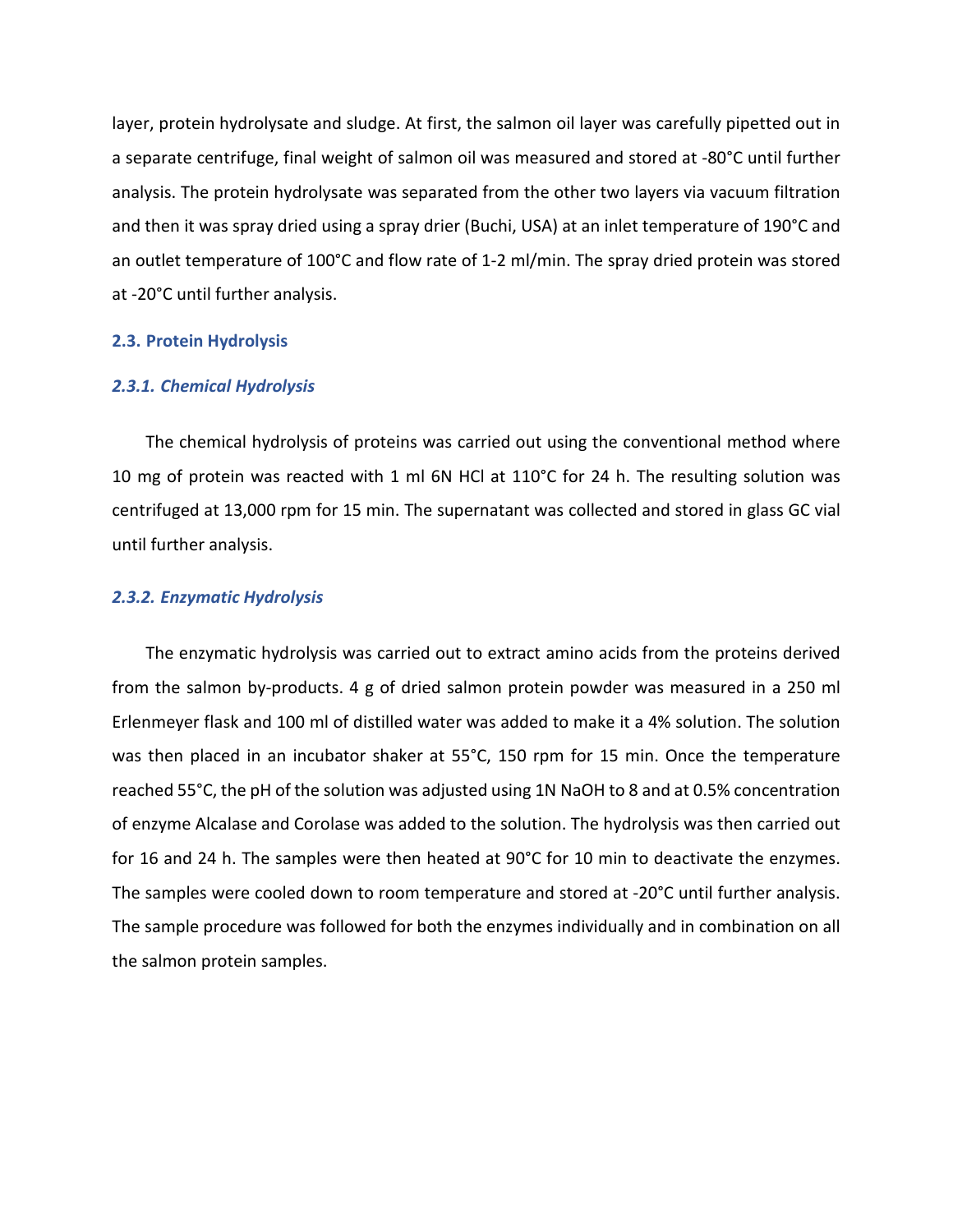layer, protein hydrolysate and sludge. At first, the salmon oil layer was carefully pipetted out in a separate centrifuge, final weight of salmon oil was measured and stored at -80°C until further analysis. The protein hydrolysate was separated from the other two layers via vacuum filtration and then it was spray dried using a spray drier (Buchi, USA) at an inlet temperature of 190°C and an outlet temperature of 100°C and flow rate of 1-2 ml/min. The spray dried protein was stored at -20°C until further analysis.

## 2.3. Protein Hydrolysis

### *2.3.1. Chemical Hydrolysis*

The chemical hydrolysis of proteins was carried out using the conventional method where 10 mg of protein was reacted with 1 ml 6N HCl at 110°C for 24 h. The resulting solution was centrifuged at 13,000 rpm for 15 min. The supernatant was collected and stored in glass GC vial until further analysis.

### *2.3.2. Enzymatic Hydrolysis*

The enzymatic hydrolysis was carried out to extract amino acids from the proteins derived from the salmon by-products. 4 g of dried salmon protein powder was measured in a 250 ml Erlenmeyer flask and 100 ml of distilled water was added to make it a 4% solution. The solution was then placed in an incubator shaker at 55°C, 150 rpm for 15 min. Once the temperature reached 55°C, the pH of the solution was adjusted using 1N NaOH to 8 and at 0.5% concentration of enzyme Alcalase and Corolase was added to the solution. The hydrolysis was then carried out for 16 and 24 h. The samples were then heated at 90°C for 10 min to deactivate the enzymes. The samples were cooled down to room temperature and stored at -20°C until further analysis. The sample procedure was followed for both the enzymes individually and in combination on all the salmon protein samples.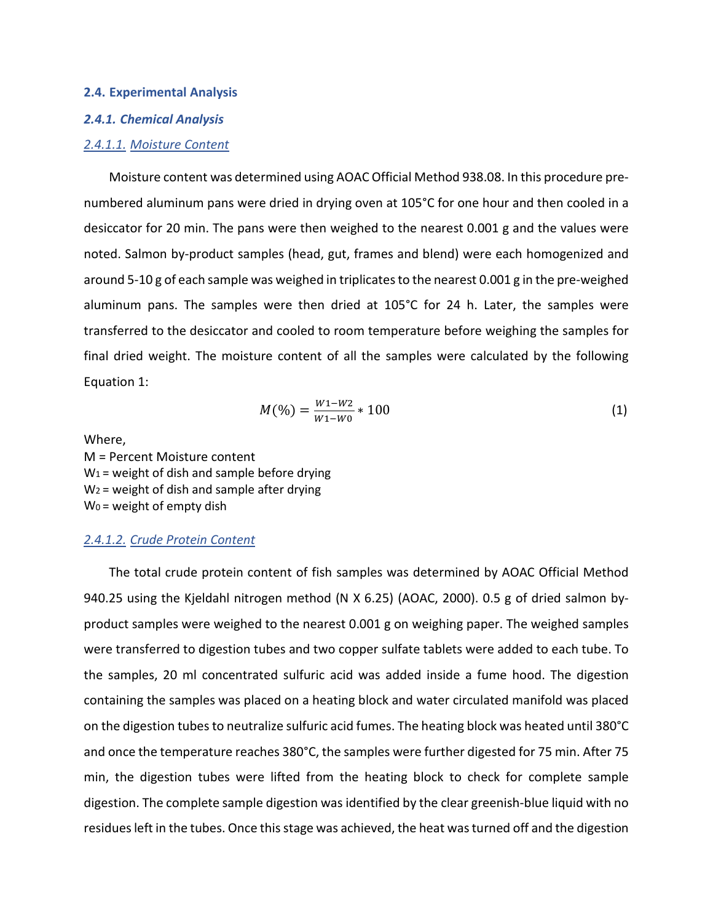## 2.4. Experimental Analysis

### *2.4.1. Chemical Analysis*

#### *2.4.1.1. Moisture Content*

Moisture content was determined using AOAC Official Method 938.08. In this procedure pre-numbered aluminum pans were dried in drying oven at 105°C for one hour and then cooled in a desiccator for 20 min. The pans were then weighed to the nearest 0.001 g and the values were noted. Salmon by-product samples (head, gut, frames and blend) were each homogenized and around 5-10 g of each sample was weighed in triplicates to the nearest 0.001 g in the pre-weighed aluminum pans. The samples were then dried at 105°C for 24 h. Later, the samples were transferred to the desiccator and cooled to room temperature before weighing the samples for final dried weight. The moisture content of all the samples were calculated by the following Equation 1:

$$M(\%) = \frac{W1 - W2}{W1 - W0} * 100 \quad (1)$$

Where,
M = Percent Moisture content
$W_1$ = weight of dish and sample before drying
$W_2$ = weight of dish and sample after drying
$W_0$ = weight of empty dish

#### *2.4.1.2. Crude Protein Content*

The total crude protein content of fish samples was determined by AOAC Official Method 940.25 using the Kjeldahl nitrogen method (N X 6.25) (AOAC, 2000). 0.5 g of dried salmon by-product samples were weighed to the nearest 0.001 g on weighing paper. The weighed samples were transferred to digestion tubes and two copper sulfate tablets were added to each tube. To the samples, 20 ml concentrated sulfuric acid was added inside a fume hood. The digestion containing the samples was placed on a heating block and water circulated manifold was placed on the digestion tubes to neutralize sulfuric acid fumes. The heating block was heated until 380°C and once the temperature reaches 380°C, the samples were further digested for 75 min. After 75 min, the digestion tubes were lifted from the heating block to check for complete sample digestion. The complete sample digestion was identified by the clear greenish-blue liquid with no residues left in the tubes. Once this stage was achieved, the heat was turned off and the digestion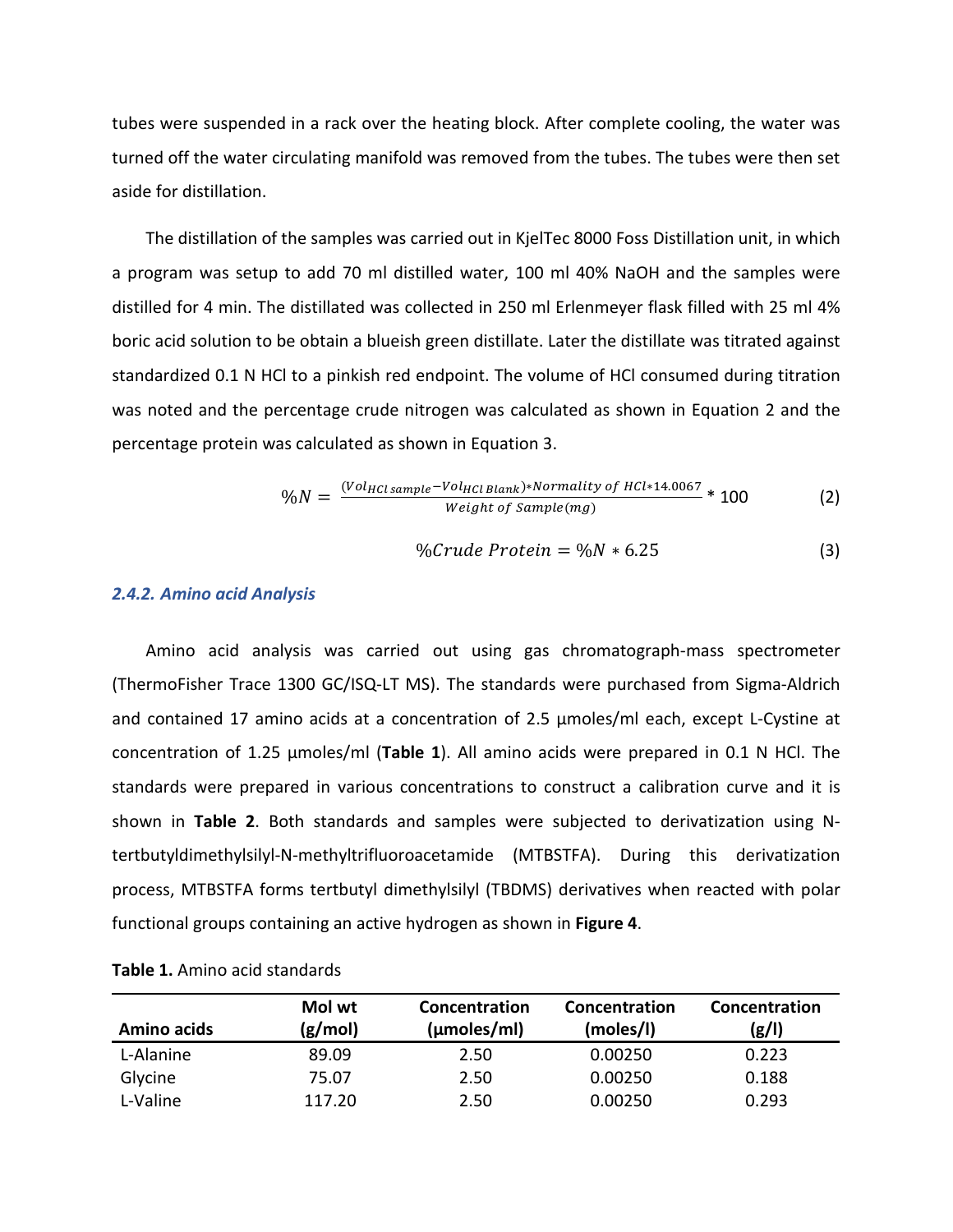tubes were suspended in a rack over the heating block. After complete cooling, the water was turned off the water circulating manifold was removed from the tubes. The tubes were then set aside for distillation.

The distillation of the samples was carried out in KjelTec 8000 Foss Distillation unit, in which a program was setup to add 70 ml distilled water, 100 ml 40% NaOH and the samples were distilled for 4 min. The distillated was collected in 250 ml Erlenmeyer flask filled with 25 ml 4% boric acid solution to be obtain a blueish green distillate. Later the distillate was titrated against standardized 0.1 N HCl to a pinkish red endpoint. The volume of HCl consumed during titration was noted and the percentage crude nitrogen was calculated as shown in Equation 2 and the percentage protein was calculated as shown in Equation 3.

$$\%N = \frac{(Vol_{HCl\,sample} - Vol_{HCl\,Blank}) * Normality\ of\ HCl * 14.0067}{Weight\ of\ Sample(mg)} * 100 \qquad (2)$$

$$\%Crude\ Protein = \%N * 6.25 \qquad (3)$$

### *2.4.2. Amino acid Analysis*

Amino acid analysis was carried out using gas chromatograph-mass spectrometer (ThermoFisher Trace 1300 GC/ISQ-LT MS). The standards were purchased from Sigma-Aldrich and contained 17 amino acids at a concentration of 2.5 µmoles/ml each, except L-Cystine at concentration of 1.25 µmoles/ml (**Table 1**). All amino acids were prepared in 0.1 N HCl. The standards were prepared in various concentrations to construct a calibration curve and it is shown in **Table 2**. Both standards and samples were subjected to derivatization using N-tertbutyldimethylsilyl-N-methyltrifluoroacetamide (MTBSTFA). During this derivatization process, MTBSTFA forms tertbutyl dimethylsilyl (TBDMS) derivatives when reacted with polar functional groups containing an active hydrogen as shown in **Figure 4**.

**Table 1.** Amino acid standards

| Amino acids | Mol wt (g/mol) | Concentration (µmoles/ml) | Concentration (moles/l) | Concentration (g/l) |
|---|---|---|---|---|
| L-Alanine | 89.09 | 2.50 | 0.00250 | 0.223 |
| Glycine | 75.07 | 2.50 | 0.00250 | 0.188 |
| L-Valine | 117.20 | 2.50 | 0.00250 | 0.293 |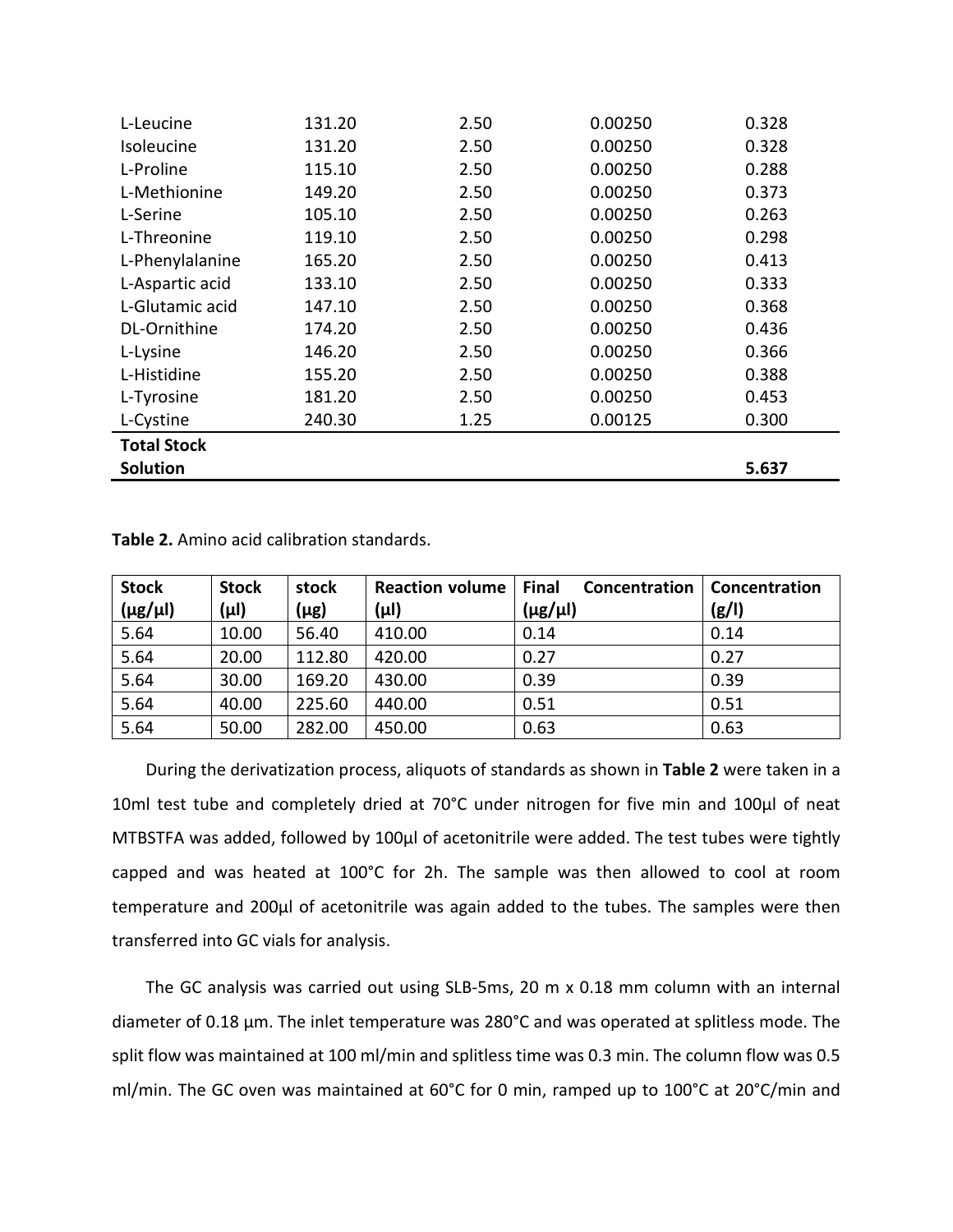| | | | | |
|---|---|---|---|---|
| L-Leucine | 131.20 | 2.50 | 0.00250 | 0.328 |
| Isoleucine | 131.20 | 2.50 | 0.00250 | 0.328 |
| L-Proline | 115.10 | 2.50 | 0.00250 | 0.288 |
| L-Methionine | 149.20 | 2.50 | 0.00250 | 0.373 |
| L-Serine | 105.10 | 2.50 | 0.00250 | 0.263 |
| L-Threonine | 119.10 | 2.50 | 0.00250 | 0.298 |
| L-Phenylalanine | 165.20 | 2.50 | 0.00250 | 0.413 |
| L-Aspartic acid | 133.10 | 2.50 | 0.00250 | 0.333 |
| L-Glutamic acid | 147.10 | 2.50 | 0.00250 | 0.368 |
| DL-Ornithine | 174.20 | 2.50 | 0.00250 | 0.436 |
| L-Lysine | 146.20 | 2.50 | 0.00250 | 0.366 |
| L-Histidine | 155.20 | 2.50 | 0.00250 | 0.388 |
| L-Tyrosine | 181.20 | 2.50 | 0.00250 | 0.453 |
| L-Cystine | 240.30 | 1.25 | 0.00125 | 0.300 |
| **Total Stock Solution** | | | | **5.637** |

**Table 2.** Amino acid calibration standards.

| Stock (µg/µl) | Stock (µl) | stock (µg) | Reaction volume (µl) | Final Concentration (µg/µl) | Concentration (g/l) |
|---|---|---|---|---|---|
| 5.64 | 10.00 | 56.40 | 410.00 | 0.14 | 0.14 |
| 5.64 | 20.00 | 112.80 | 420.00 | 0.27 | 0.27 |
| 5.64 | 30.00 | 169.20 | 430.00 | 0.39 | 0.39 |
| 5.64 | 40.00 | 225.60 | 440.00 | 0.51 | 0.51 |
| 5.64 | 50.00 | 282.00 | 450.00 | 0.63 | 0.63 |

During the derivatization process, aliquots of standards as shown in **Table 2** were taken in a 10ml test tube and completely dried at 70°C under nitrogen for five min and 100µl of neat MTBSTFA was added, followed by 100µl of acetonitrile were added. The test tubes were tightly capped and was heated at 100°C for 2h. The sample was then allowed to cool at room temperature and 200µl of acetonitrile was again added to the tubes. The samples were then transferred into GC vials for analysis.

The GC analysis was carried out using SLB-5ms, 20 m x 0.18 mm column with an internal diameter of 0.18 µm. The inlet temperature was 280°C and was operated at splitless mode. The split flow was maintained at 100 ml/min and splitless time was 0.3 min. The column flow was 0.5 ml/min. The GC oven was maintained at 60°C for 0 min, ramped up to 100°C at 20°C/min and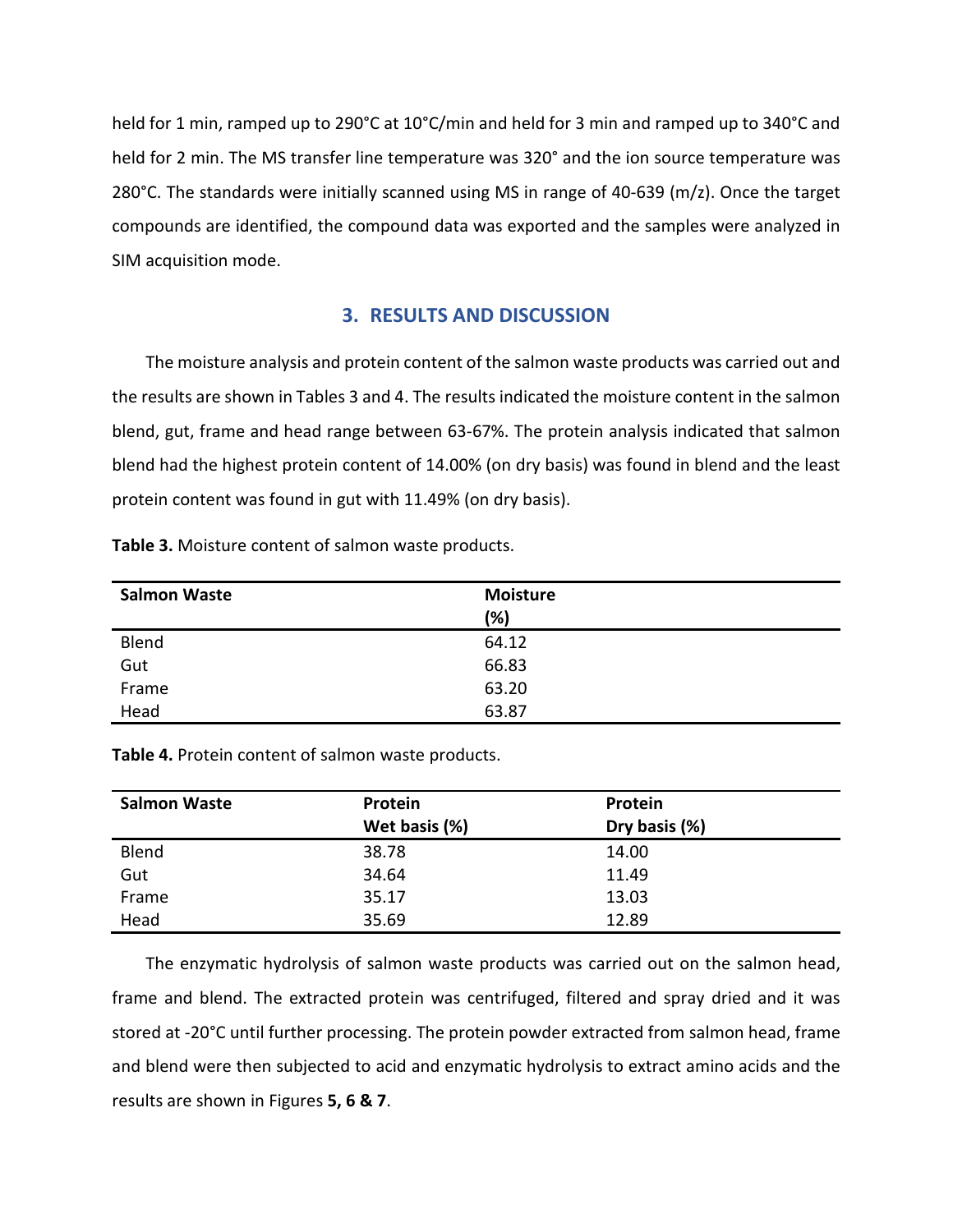held for 1 min, ramped up to 290°C at 10°C/min and held for 3 min and ramped up to 340°C and held for 2 min. The MS transfer line temperature was 320° and the ion source temperature was 280°C. The standards were initially scanned using MS in range of 40-639 (m/z). Once the target compounds are identified, the compound data was exported and the samples were analyzed in SIM acquisition mode.

## 3. RESULTS AND DISCUSSION

The moisture analysis and protein content of the salmon waste products was carried out and the results are shown in Tables 3 and 4. The results indicated the moisture content in the salmon blend, gut, frame and head range between 63-67%. The protein analysis indicated that salmon blend had the highest protein content of 14.00% (on dry basis) was found in blend and the least protein content was found in gut with 11.49% (on dry basis).

**Table 3.** Moisture content of salmon waste products.

| Salmon Waste | Moisture (%) |
|---|---|
| Blend | 64.12 |
| Gut | 66.83 |
| Frame | 63.20 |
| Head | 63.87 |

**Table 4.** Protein content of salmon waste products.

| Salmon Waste | Protein Wet basis (%) | Protein Dry basis (%) |
|---|---|---|
| Blend | 38.78 | 14.00 |
| Gut | 34.64 | 11.49 |
| Frame | 35.17 | 13.03 |
| Head | 35.69 | 12.89 |

The enzymatic hydrolysis of salmon waste products was carried out on the salmon head, frame and blend. The extracted protein was centrifuged, filtered and spray dried and it was stored at -20°C until further processing. The protein powder extracted from salmon head, frame and blend were then subjected to acid and enzymatic hydrolysis to extract amino acids and the results are shown in Figures **5, 6 & 7**.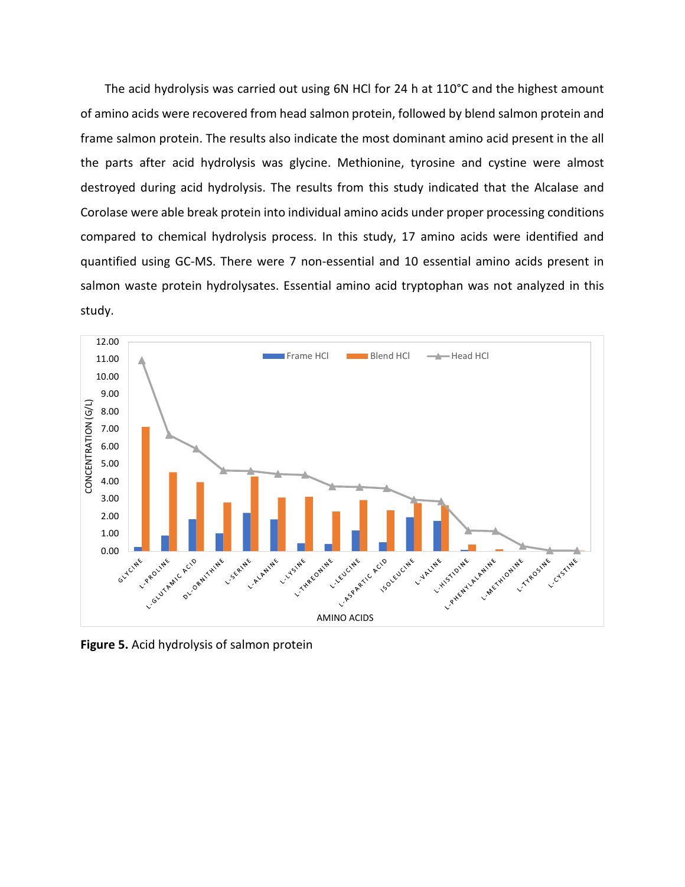The acid hydrolysis was carried out using 6N HCl for 24 h at 110°C and the highest amount of amino acids were recovered from head salmon protein, followed by blend salmon protein and frame salmon protein. The results also indicate the most dominant amino acid present in the all the parts after acid hydrolysis was glycine. Methionine, tyrosine and cystine were almost destroyed during acid hydrolysis. The results from this study indicated that the Alcalase and Corolase were able break protein into individual amino acids under proper processing conditions compared to chemical hydrolysis process. In this study, 17 amino acids were identified and quantified using GC-MS. There were 7 non-essential and 10 essential amino acids present in salmon waste protein hydrolysates. Essential amino acid tryptophan was not analyzed in this study.

**Figure 5.** Acid hydrolysis of salmon protein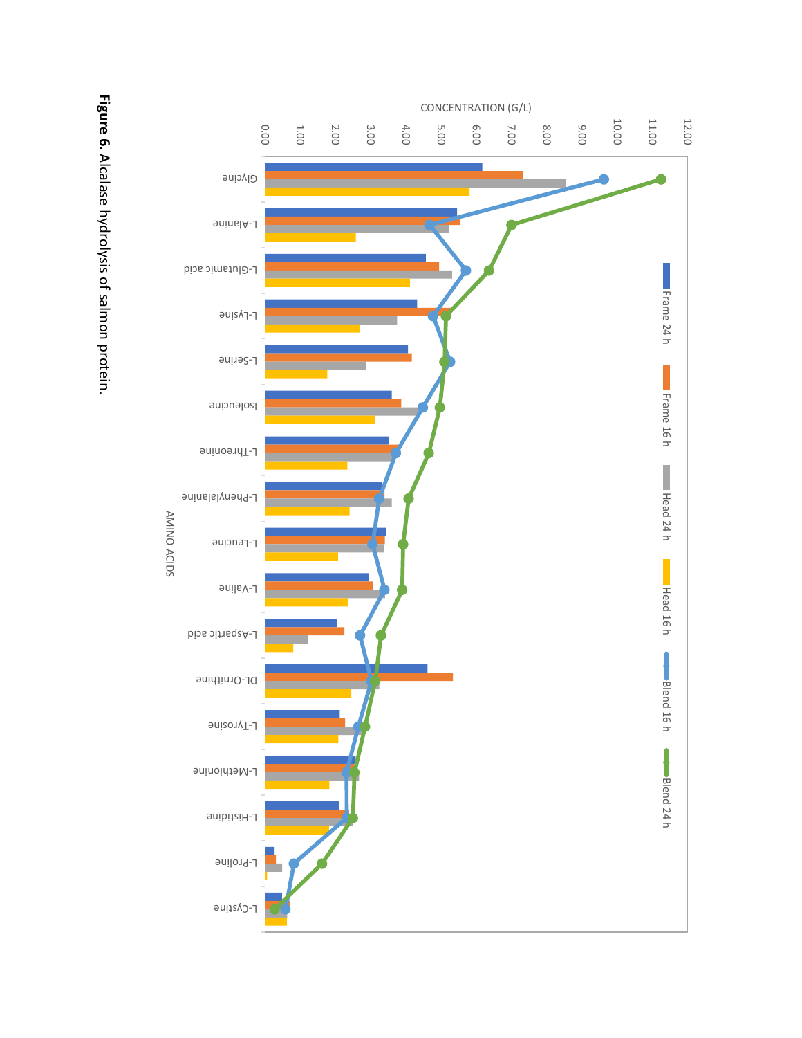**Figure 6.** Alcalase hydrolysis of salmon protein.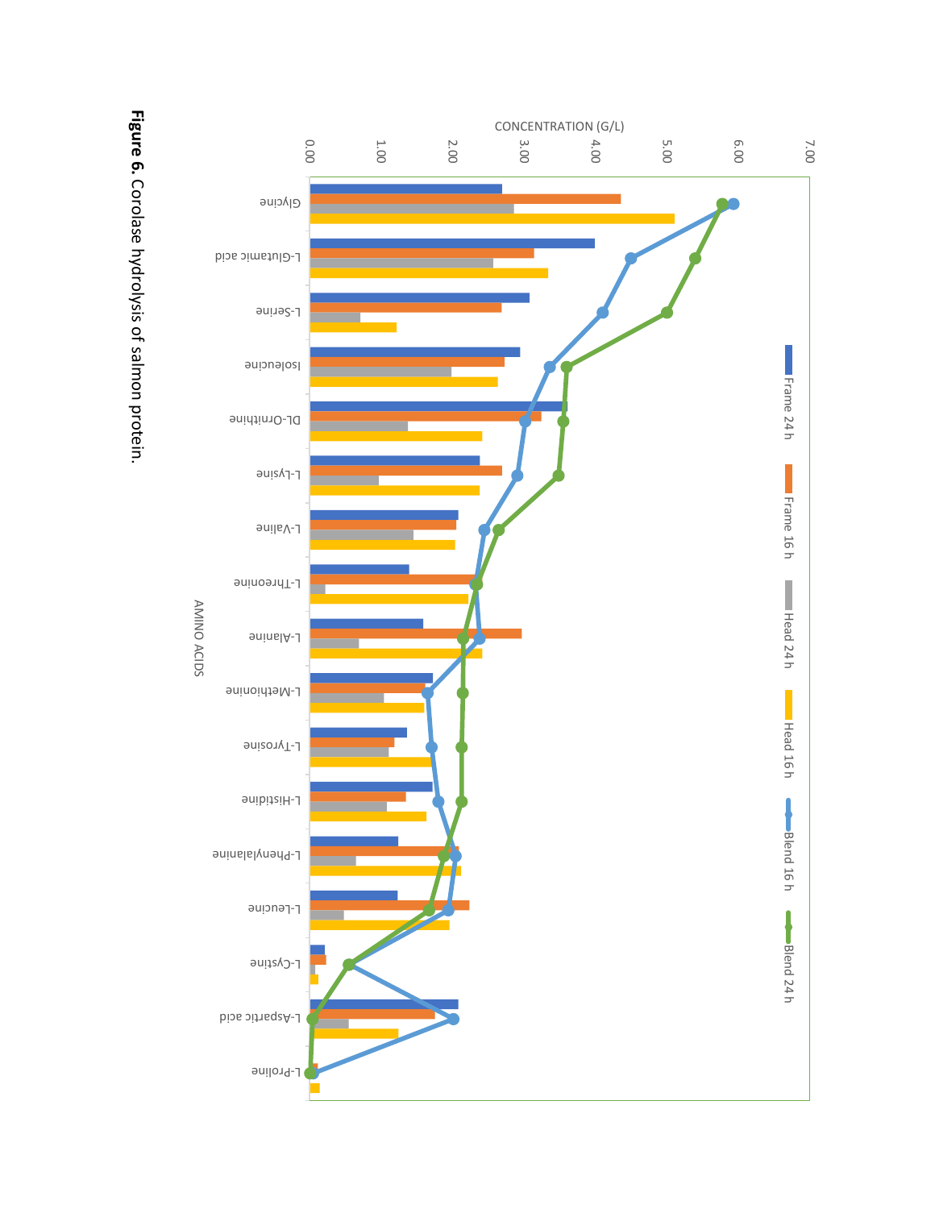**Figure 6.** Corolase hydrolysis of salmon protein.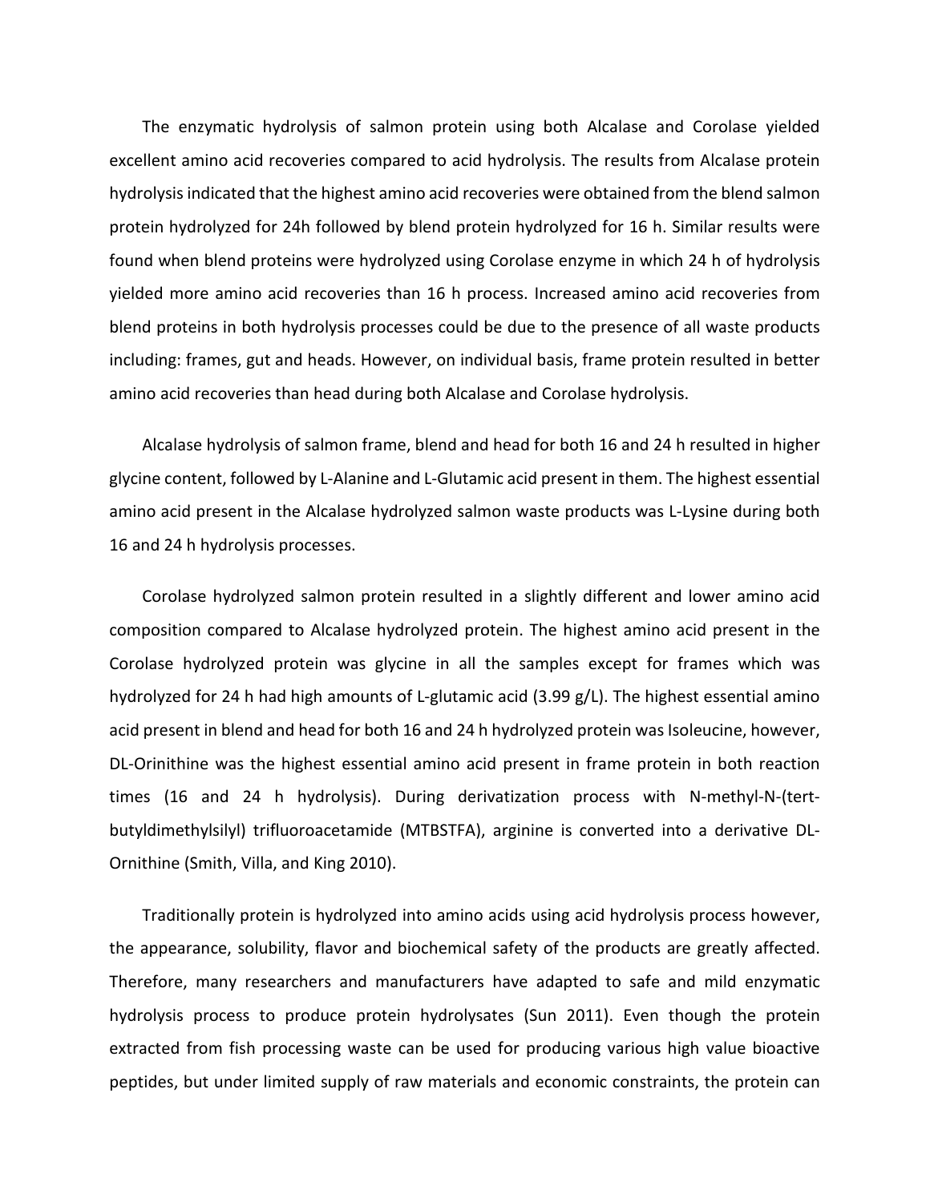The enzymatic hydrolysis of salmon protein using both Alcalase and Corolase yielded excellent amino acid recoveries compared to acid hydrolysis. The results from Alcalase protein hydrolysis indicated that the highest amino acid recoveries were obtained from the blend salmon protein hydrolyzed for 24h followed by blend protein hydrolyzed for 16 h. Similar results were found when blend proteins were hydrolyzed using Corolase enzyme in which 24 h of hydrolysis yielded more amino acid recoveries than 16 h process. Increased amino acid recoveries from blend proteins in both hydrolysis processes could be due to the presence of all waste products including: frames, gut and heads. However, on individual basis, frame protein resulted in better amino acid recoveries than head during both Alcalase and Corolase hydrolysis.

Alcalase hydrolysis of salmon frame, blend and head for both 16 and 24 h resulted in higher glycine content, followed by L-Alanine and L-Glutamic acid present in them. The highest essential amino acid present in the Alcalase hydrolyzed salmon waste products was L-Lysine during both 16 and 24 h hydrolysis processes.

Corolase hydrolyzed salmon protein resulted in a slightly different and lower amino acid composition compared to Alcalase hydrolyzed protein. The highest amino acid present in the Corolase hydrolyzed protein was glycine in all the samples except for frames which was hydrolyzed for 24 h had high amounts of L-glutamic acid (3.99 g/L). The highest essential amino acid present in blend and head for both 16 and 24 h hydrolyzed protein was Isoleucine, however, DL-Orinithine was the highest essential amino acid present in frame protein in both reaction times (16 and 24 h hydrolysis). During derivatization process with N-methyl-N-(tert-butyldimethylsilyl) trifluoroacetamide (MTBSTFA), arginine is converted into a derivative DL-Ornithine (Smith, Villa, and King 2010).

Traditionally protein is hydrolyzed into amino acids using acid hydrolysis process however, the appearance, solubility, flavor and biochemical safety of the products are greatly affected. Therefore, many researchers and manufacturers have adapted to safe and mild enzymatic hydrolysis process to produce protein hydrolysates (Sun 2011). Even though the protein extracted from fish processing waste can be used for producing various high value bioactive peptides, but under limited supply of raw materials and economic constraints, the protein can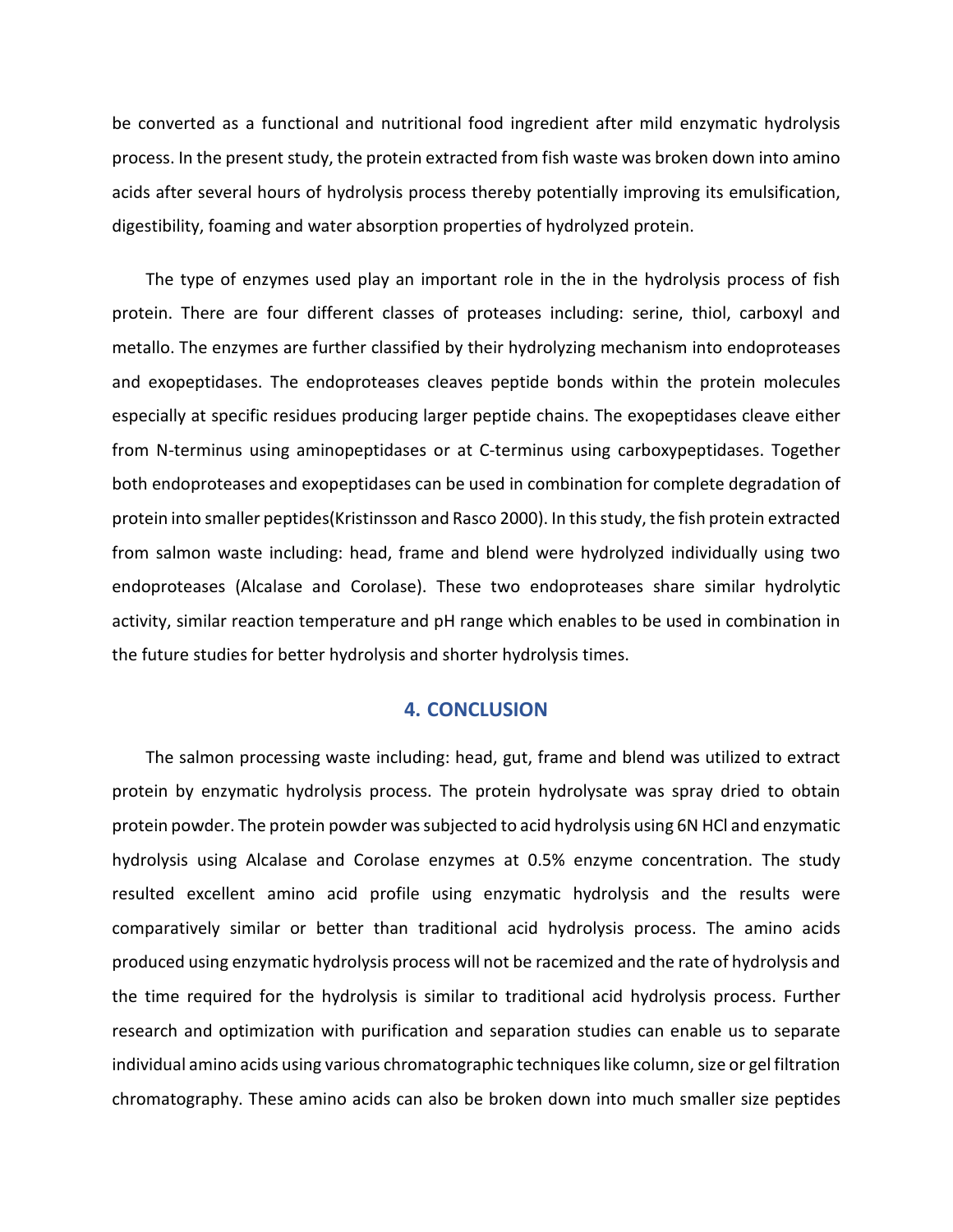be converted as a functional and nutritional food ingredient after mild enzymatic hydrolysis process. In the present study, the protein extracted from fish waste was broken down into amino acids after several hours of hydrolysis process thereby potentially improving its emulsification, digestibility, foaming and water absorption properties of hydrolyzed protein.

The type of enzymes used play an important role in the in the hydrolysis process of fish protein. There are four different classes of proteases including: serine, thiol, carboxyl and metallo. The enzymes are further classified by their hydrolyzing mechanism into endoproteases and exopeptidases. The endoproteases cleaves peptide bonds within the protein molecules especially at specific residues producing larger peptide chains. The exopeptidases cleave either from N-terminus using aminopeptidases or at C-terminus using carboxypeptidases. Together both endoproteases and exopeptidases can be used in combination for complete degradation of protein into smaller peptides(Kristinsson and Rasco 2000). In this study, the fish protein extracted from salmon waste including: head, frame and blend were hydrolyzed individually using two endoproteases (Alcalase and Corolase). These two endoproteases share similar hydrolytic activity, similar reaction temperature and pH range which enables to be used in combination in the future studies for better hydrolysis and shorter hydrolysis times.

## 4. CONCLUSION

The salmon processing waste including: head, gut, frame and blend was utilized to extract protein by enzymatic hydrolysis process. The protein hydrolysate was spray dried to obtain protein powder. The protein powder was subjected to acid hydrolysis using 6N HCl and enzymatic hydrolysis using Alcalase and Corolase enzymes at 0.5% enzyme concentration. The study resulted excellent amino acid profile using enzymatic hydrolysis and the results were comparatively similar or better than traditional acid hydrolysis process. The amino acids produced using enzymatic hydrolysis process will not be racemized and the rate of hydrolysis and the time required for the hydrolysis is similar to traditional acid hydrolysis process. Further research and optimization with purification and separation studies can enable us to separate individual amino acids using various chromatographic techniques like column, size or gel filtration chromatography. These amino acids can also be broken down into much smaller size peptides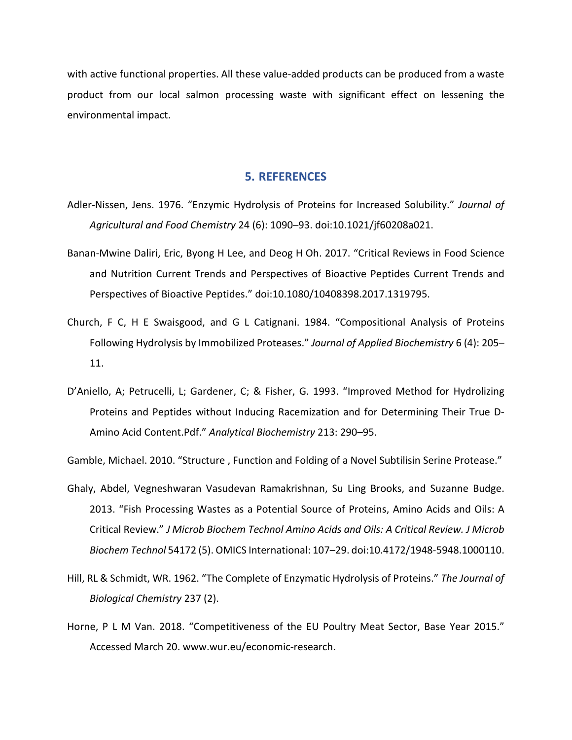with active functional properties. All these value-added products can be produced from a waste product from our local salmon processing waste with significant effect on lessening the environmental impact.

## 5. REFERENCES

Adler-Nissen, Jens. 1976. “Enzymic Hydrolysis of Proteins for Increased Solubility.” *Journal of Agricultural and Food Chemistry* 24 (6): 1090–93. doi:10.1021/jf60208a021.

Banan-Mwine Daliri, Eric, Byong H Lee, and Deog H Oh. 2017. “Critical Reviews in Food Science and Nutrition Current Trends and Perspectives of Bioactive Peptides Current Trends and Perspectives of Bioactive Peptides.” doi:10.1080/10408398.2017.1319795.

Church, F C, H E Swaisgood, and G L Catignani. 1984. “Compositional Analysis of Proteins Following Hydrolysis by Immobilized Proteases.” *Journal of Applied Biochemistry* 6 (4): 205–11.

D’Aniello, A; Petrucelli, L; Gardener, C; & Fisher, G. 1993. “Improved Method for Hydrolizing Proteins and Peptides without Inducing Racemization and for Determining Their True D-Amino Acid Content.Pdf.” *Analytical Biochemistry* 213: 290–95.

Gamble, Michael. 2010. “Structure , Function and Folding of a Novel Subtilisin Serine Protease.”

Ghaly, Abdel, Vegneshwaran Vasudevan Ramakrishnan, Su Ling Brooks, and Suzanne Budge. 2013. “Fish Processing Wastes as a Potential Source of Proteins, Amino Acids and Oils: A Critical Review.” *J Microb Biochem Technol Amino Acids and Oils: A Critical Review. J Microb Biochem Technol* 54172 (5). OMICS International: 107–29. doi:10.4172/1948-5948.1000110.

Hill, RL & Schmidt, WR. 1962. “The Complete of Enzymatic Hydrolysis of Proteins.” *The Journal of Biological Chemistry* 237 (2).

Horne, P L M Van. 2018. “Competitiveness of the EU Poultry Meat Sector, Base Year 2015.” Accessed March 20. www.wur.eu/economic-research.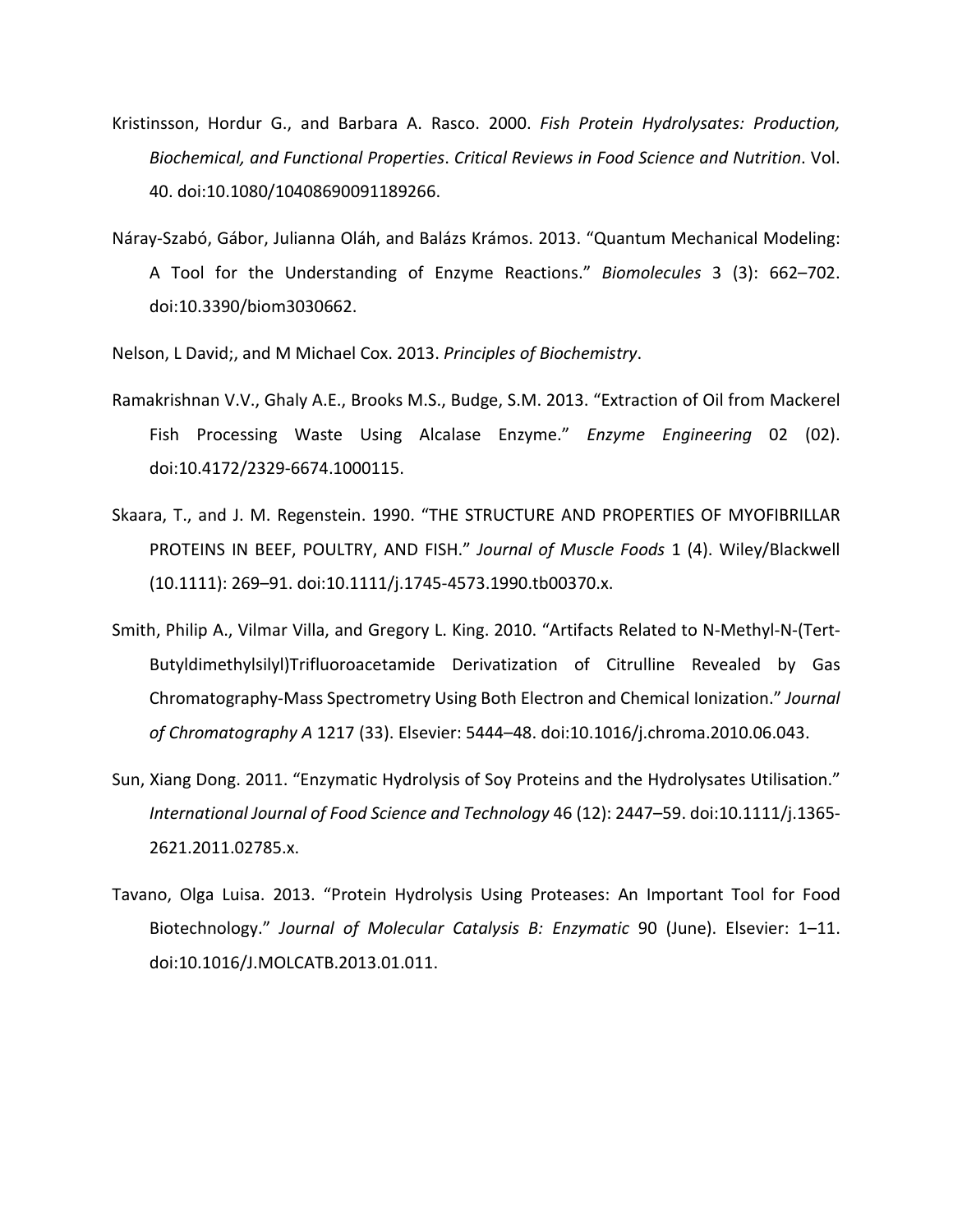Kristinsson, Hordur G., and Barbara A. Rasco. 2000. *Fish Protein Hydrolysates: Production, Biochemical, and Functional Properties*. *Critical Reviews in Food Science and Nutrition*. Vol. 40. doi:10.1080/10408690091189266.

Náray-Szabó, Gábor, Julianna Oláh, and Balázs Krámos. 2013. "Quantum Mechanical Modeling: A Tool for the Understanding of Enzyme Reactions." *Biomolecules* 3 (3): 662–702. doi:10.3390/biom3030662.

Nelson, L David;, and M Michael Cox. 2013. *Principles of Biochemistry*.

Ramakrishnan V.V., Ghaly A.E., Brooks M.S., Budge, S.M. 2013. "Extraction of Oil from Mackerel Fish Processing Waste Using Alcalase Enzyme." *Enzyme Engineering* 02 (02). doi:10.4172/2329-6674.1000115.

Skaara, T., and J. M. Regenstein. 1990. "THE STRUCTURE AND PROPERTIES OF MYOFIBRILLAR PROTEINS IN BEEF, POULTRY, AND FISH." *Journal of Muscle Foods* 1 (4). Wiley/Blackwell (10.1111): 269–91. doi:10.1111/j.1745-4573.1990.tb00370.x.

Smith, Philip A., Vilmar Villa, and Gregory L. King. 2010. "Artifacts Related to N-Methyl-N-(Tert-Butyldimethylsilyl)Trifluoroacetamide Derivatization of Citrulline Revealed by Gas Chromatography-Mass Spectrometry Using Both Electron and Chemical Ionization." *Journal of Chromatography A* 1217 (33). Elsevier: 5444–48. doi:10.1016/j.chroma.2010.06.043.

Sun, Xiang Dong. 2011. "Enzymatic Hydrolysis of Soy Proteins and the Hydrolysates Utilisation." *International Journal of Food Science and Technology* 46 (12): 2447–59. doi:10.1111/j.1365-2621.2011.02785.x.

Tavano, Olga Luisa. 2013. "Protein Hydrolysis Using Proteases: An Important Tool for Food Biotechnology." *Journal of Molecular Catalysis B: Enzymatic* 90 (June). Elsevier: 1–11. doi:10.1016/J.MOLCATB.2013.01.011.